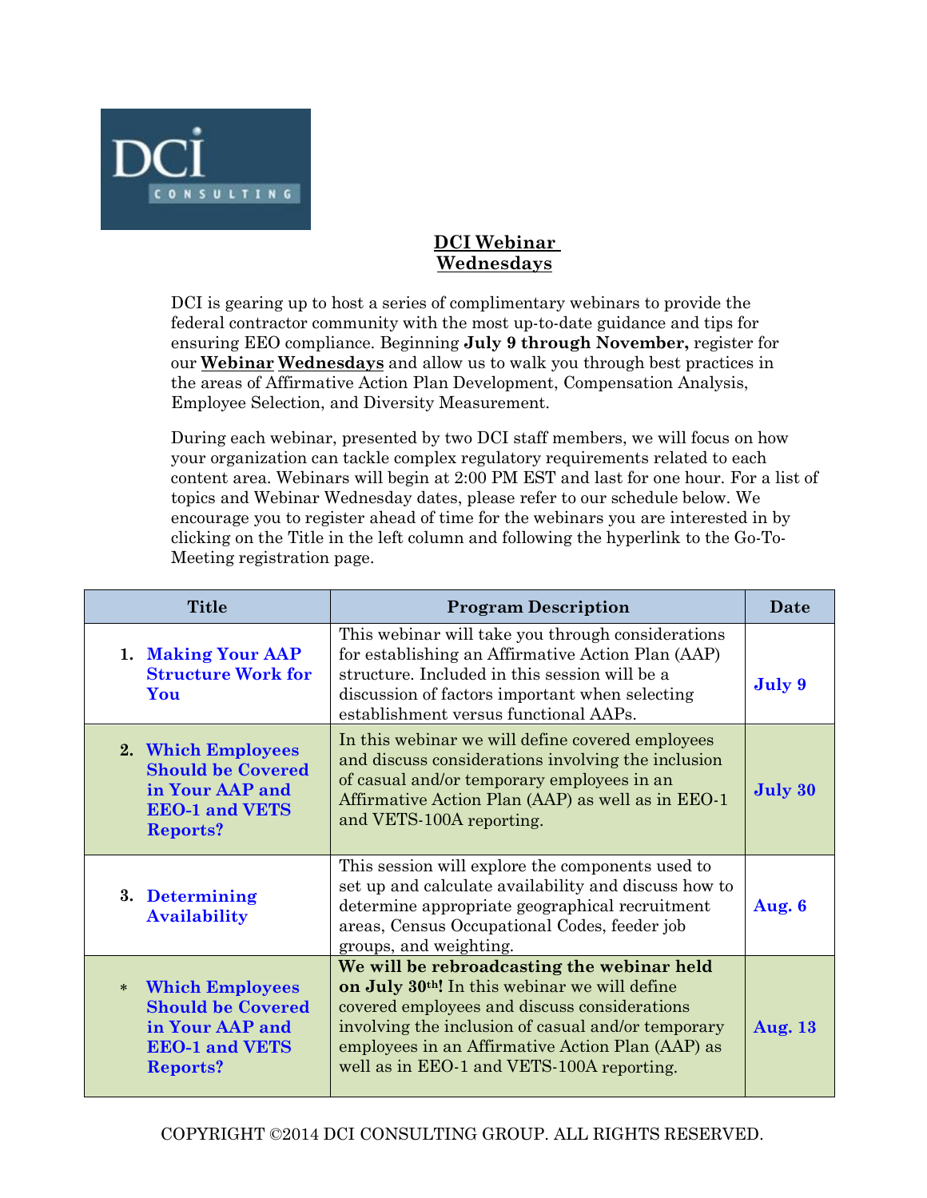## DCI Webinar Wednesdays

DCI is gearing up to host a series of complimentary webinars to provide the federal contractor community with the most up-to-date guidance and tips for ensuring EEO compliance. Beginning **July 9 through November,** register for our **Webinar Wednesdays** and allow us to walk you through best practices in the areas of Affirmative Action Plan Development, Compensation Analysis, Employee Selection, and Diversity Measurement.

During each webinar, presented by two DCI staff members, we will focus on how your organization can tackle complex regulatory requirements related to each content area. Webinars will begin at 2:00 PM EST and last for one hour. For a list of topics and Webinar Wednesday dates, please refer to our schedule below. We encourage you to register ahead of time for the webinars you are interested in by clicking on the Title in the left column and following the hyperlink to the Go-To-Meeting registration page.

| Title | Program Description | Date |
|---|---|---|
| 1. **Making Your AAP Structure Work for You** | This webinar will take you through considerations for establishing an Affirmative Action Plan (AAP) structure. Included in this session will be a discussion of factors important when selecting establishment versus functional AAPs. | **July 9** |
| 2. **Which Employees Should be Covered in Your AAP and EEO-1 and VETS Reports?** | In this webinar we will define covered employees and discuss considerations involving the inclusion of casual and/or temporary employees in an Affirmative Action Plan (AAP) as well as in EEO-1 and VETS-100A reporting. | **July 30** |
| 3. **Determining Availability** | This session will explore the components used to set up and calculate availability and discuss how to determine appropriate geographical recruitment areas, Census Occupational Codes, feeder job groups, and weighting. | **Aug. 6** |
| * **Which Employees Should be Covered in Your AAP and EEO-1 and VETS Reports?** | **We will be rebroadcasting the webinar held on July 30th!** In this webinar we will define covered employees and discuss considerations involving the inclusion of casual and/or temporary employees in an Affirmative Action Plan (AAP) as well as in EEO-1 and VETS-100A reporting. | **Aug. 13** |

COPYRIGHT ©2014 DCI CONSULTING GROUP. ALL RIGHTS RESERVED.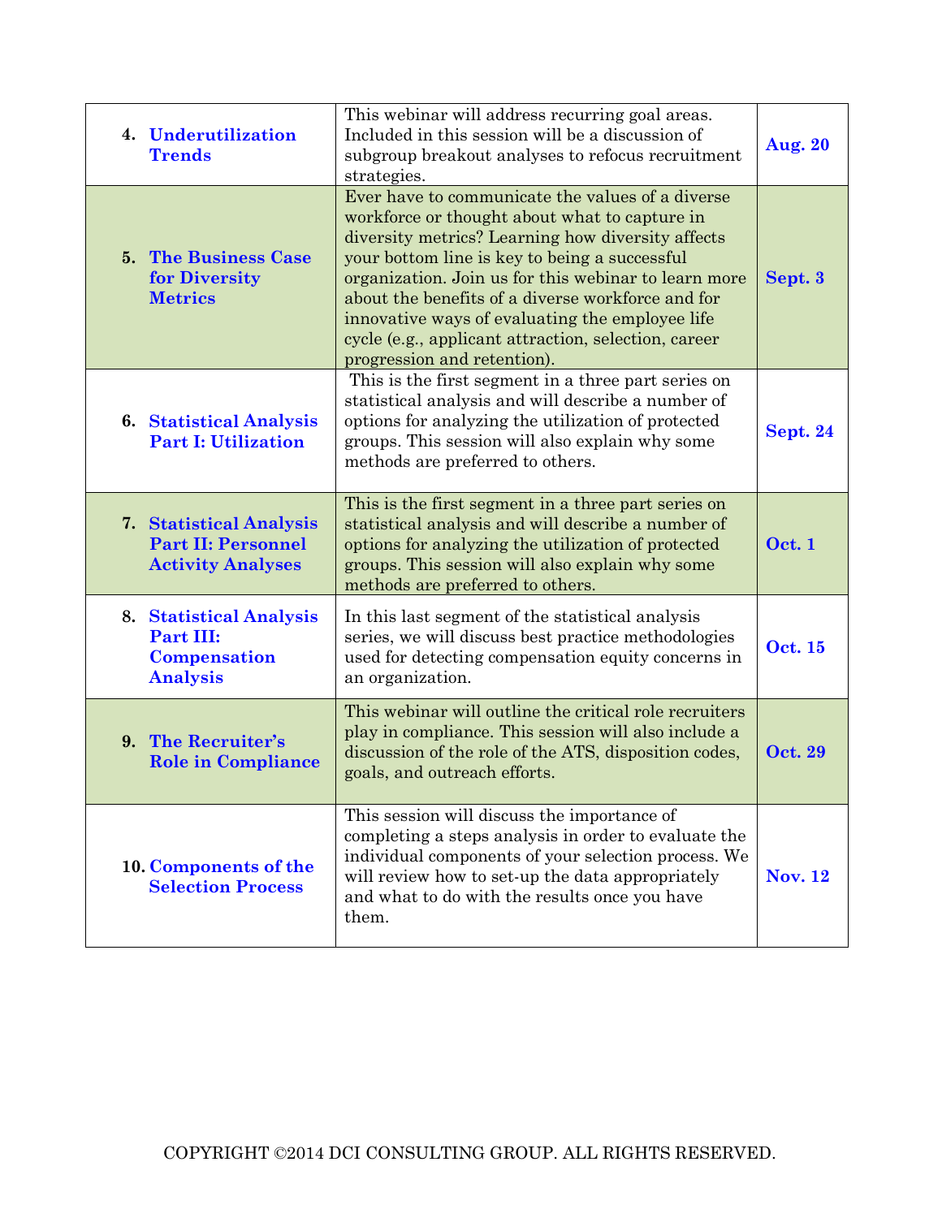| | | |
|---|---|---|
| 4. **Underutilization Trends** | This webinar will address recurring goal areas. Included in this session will be a discussion of subgroup breakout analyses to refocus recruitment strategies. | **Aug. 20** |
| 5. **The Business Case for Diversity Metrics** | Ever have to communicate the values of a diverse workforce or thought about what to capture in diversity metrics? Learning how diversity affects your bottom line is key to being a successful organization. Join us for this webinar to learn more about the benefits of a diverse workforce and for innovative ways of evaluating the employee life cycle (e.g., applicant attraction, selection, career progression and retention). | **Sept. 3** |
| 6. **Statistical Analysis Part I: Utilization** | This is the first segment in a three part series on statistical analysis and will describe a number of options for analyzing the utilization of protected groups. This session will also explain why some methods are preferred to others. | **Sept. 24** |
| 7. **Statistical Analysis Part II: Personnel Activity Analyses** | This is the first segment in a three part series on statistical analysis and will describe a number of options for analyzing the utilization of protected groups. This session will also explain why some methods are preferred to others. | **Oct. 1** |
| 8. **Statistical Analysis Part III: Compensation Analysis** | In this last segment of the statistical analysis series, we will discuss best practice methodologies used for detecting compensation equity concerns in an organization. | **Oct. 15** |
| 9. **The Recruiter's Role in Compliance** | This webinar will outline the critical role recruiters play in compliance. This session will also include a discussion of the role of the ATS, disposition codes, goals, and outreach efforts. | **Oct. 29** |
| 10. **Components of the Selection Process** | This session will discuss the importance of completing a steps analysis in order to evaluate the individual components of your selection process. We will review how to set-up the data appropriately and what to do with the results once you have them. | **Nov. 12** |

COPYRIGHT ©2014 DCI CONSULTING GROUP. ALL RIGHTS RESERVED.